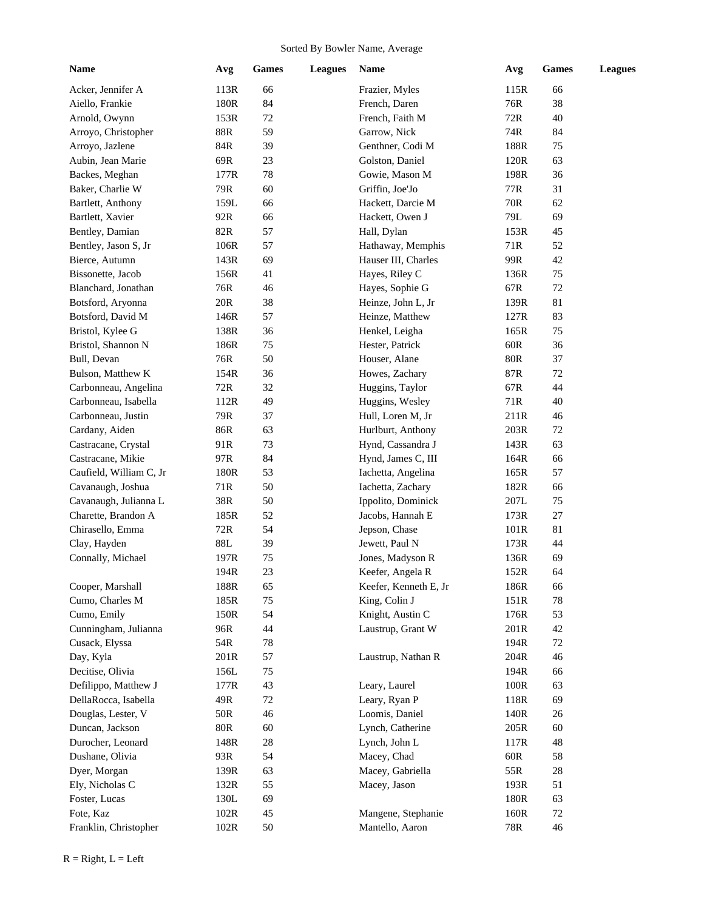Sorted By Bowler Name, Average

| Name | Avg | Games | Leagues |
|---|---|---|---|
| Acker, Jennifer A | 113R | 66 | |
| Aiello, Frankie | 180R | 84 | |
| Arnold, Owynn | 153R | 72 | |
| Arroyo, Christopher | 88R | 59 | |
| Arroyo, Jazlene | 84R | 39 | |
| Aubin, Jean Marie | 69R | 23 | |
| Backes, Meghan | 177R | 78 | |
| Baker, Charlie W | 79R | 60 | |
| Bartlett, Anthony | 159L | 66 | |
| Bartlett, Xavier | 92R | 66 | |
| Bentley, Damian | 82R | 57 | |
| Bentley, Jason S, Jr | 106R | 57 | |
| Bierce, Autumn | 143R | 69 | |
| Bissonette, Jacob | 156R | 41 | |
| Blanchard, Jonathan | 76R | 46 | |
| Botsford, Aryonna | 20R | 38 | |
| Botsford, David M | 146R | 57 | |
| Bristol, Kylee G | 138R | 36 | |
| Bristol, Shannon N | 186R | 75 | |
| Bull, Devan | 76R | 50 | |
| Bulson, Matthew K | 154R | 36 | |
| Carbonneau, Angelina | 72R | 32 | |
| Carbonneau, Isabella | 112R | 49 | |
| Carbonneau, Justin | 79R | 37 | |
| Cardany, Aiden | 86R | 63 | |
| Castracane, Crystal | 91R | 73 | |
| Castracane, Mikie | 97R | 84 | |
| Caufield, William C, Jr | 180R | 53 | |
| Cavanaugh, Joshua | 71R | 50 | |
| Cavanaugh, Julianna L | 38R | 50 | |
| Charette, Brandon A | 185R | 52 | |
| Chirasello, Emma | 72R | 54 | |
| Clay, Hayden | 88L | 39 | |
| Connally, Michael | 197R | 75 | |
| | 194R | 23 | |
| Cooper, Marshall | 188R | 65 | |
| Cumo, Charles M | 185R | 75 | |
| Cumo, Emily | 150R | 54 | |
| Cunningham, Julianna | 96R | 44 | |
| Cusack, Elyssa | 54R | 78 | |
| Day, Kyla | 201R | 57 | |
| Decitise, Olivia | 156L | 75 | |
| Defilippo, Matthew J | 177R | 43 | |
| DellaRocca, Isabella | 49R | 72 | |
| Douglas, Lester, V | 50R | 46 | |
| Duncan, Jackson | 80R | 60 | |
| Durocher, Leonard | 148R | 28 | |
| Dushane, Olivia | 93R | 54 | |
| Dyer, Morgan | 139R | 63 | |
| Ely, Nicholas C | 132R | 55 | |
| Foster, Lucas | 130L | 69 | |
| Fote, Kaz | 102R | 45 | |
| Franklin, Christopher | 102R | 50 | |
| Frazier, Myles | 115R | 66 | |
| French, Daren | 76R | 38 | |
| French, Faith M | 72R | 40 | |
| Garrow, Nick | 74R | 84 | |
| Genthner, Codi M | 188R | 75 | |
| Golston, Daniel | 120R | 63 | |
| Gowie, Mason M | 198R | 36 | |
| Griffin, Joe'Jo | 77R | 31 | |
| Hackett, Darcie M | 70R | 62 | |
| Hackett, Owen J | 79L | 69 | |
| Hall, Dylan | 153R | 45 | |
| Hathaway, Memphis | 71R | 52 | |
| Hauser III, Charles | 99R | 42 | |
| Hayes, Riley C | 136R | 75 | |
| Hayes, Sophie G | 67R | 72 | |
| Heinze, John L, Jr | 139R | 81 | |
| Heinze, Matthew | 127R | 83 | |
| Henkel, Leigha | 165R | 75 | |
| Hester, Patrick | 60R | 36 | |
| Houser, Alane | 80R | 37 | |
| Howes, Zachary | 87R | 72 | |
| Huggins, Taylor | 67R | 44 | |
| Huggins, Wesley | 71R | 40 | |
| Hull, Loren M, Jr | 211R | 46 | |
| Hurlburt, Anthony | 203R | 72 | |
| Hynd, Cassandra J | 143R | 63 | |
| Hynd, James C, III | 164R | 66 | |
| Iachetta, Angelina | 165R | 57 | |
| Iachetta, Zachary | 182R | 66 | |
| Ippolito, Dominick | 207L | 75 | |
| Jacobs, Hannah E | 173R | 27 | |
| Jepson, Chase | 101R | 81 | |
| Jewett, Paul N | 173R | 44 | |
| Jones, Madyson R | 136R | 69 | |
| Keefer, Angela R | 152R | 64 | |
| Keefer, Kenneth E, Jr | 186R | 66 | |
| King, Colin J | 151R | 78 | |
| Knight, Austin C | 176R | 53 | |
| Laustrup, Grant W | 201R | 42 | |
| | 194R | 72 | |
| Laustrup, Nathan R | 204R | 46 | |
| | 194R | 66 | |
| Leary, Laurel | 100R | 63 | |
| Leary, Ryan P | 118R | 69 | |
| Loomis, Daniel | 140R | 26 | |
| Lynch, Catherine | 205R | 60 | |
| Lynch, John L | 117R | 48 | |
| Macey, Chad | 60R | 58 | |
| Macey, Gabriella | 55R | 28 | |
| Macey, Jason | 193R | 51 | |
| | 180R | 63 | |
| Mangene, Stephanie | 160R | 72 | |
| Mantello, Aaron | 78R | 46 | |

R = Right, L = Left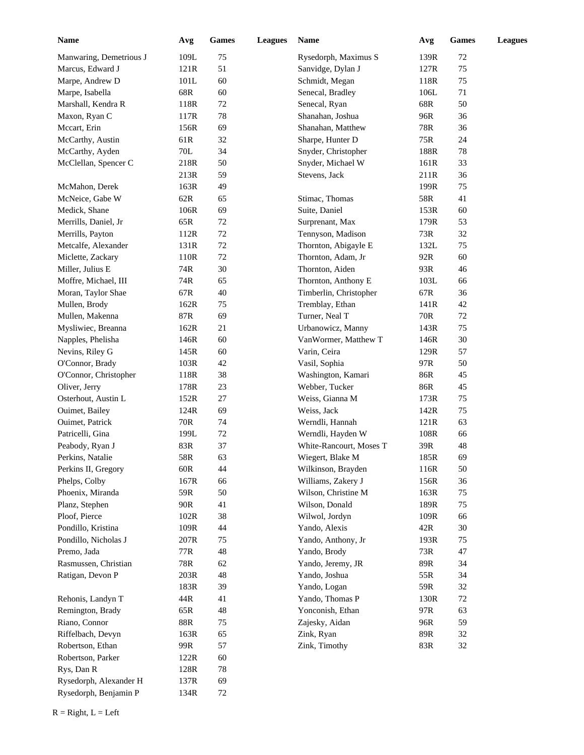| Name | Avg | Games | Leagues |
|---|---|---|---|
| Manwaring, Demetrious J | 109L | 75 | |
| Marcus, Edward J | 121R | 51 | |
| Marpe, Andrew D | 101L | 60 | |
| Marpe, Isabella | 68R | 60 | |
| Marshall, Kendra R | 118R | 72 | |
| Maxon, Ryan C | 117R | 78 | |
| Mccart, Erin | 156R | 69 | |
| McCarthy, Austin | 61R | 32 | |
| McCarthy, Ayden | 70L | 34 | |
| McClellan, Spencer C | 218R | 50 | |
| | 213R | 59 | |
| McMahon, Derek | 163R | 49 | |
| McNeice, Gabe W | 62R | 65 | |
| Medick, Shane | 106R | 69 | |
| Merrills, Daniel, Jr | 65R | 72 | |
| Merrills, Payton | 112R | 72 | |
| Metcalfe, Alexander | 131R | 72 | |
| Miclette, Zackary | 110R | 72 | |
| Miller, Julius E | 74R | 30 | |
| Moffre, Michael, III | 74R | 65 | |
| Moran, Taylor Shae | 67R | 40 | |
| Mullen, Brody | 162R | 75 | |
| Mullen, Makenna | 87R | 69 | |
| Mysliwiec, Breanna | 162R | 21 | |
| Napples, Phelisha | 146R | 60 | |
| Nevins, Riley G | 145R | 60 | |
| O'Connor, Brady | 103R | 42 | |
| O'Connor, Christopher | 118R | 38 | |
| Oliver, Jerry | 178R | 23 | |
| Osterhout, Austin L | 152R | 27 | |
| Ouimet, Bailey | 124R | 69 | |
| Ouimet, Patrick | 70R | 74 | |
| Patricelli, Gina | 199L | 72 | |
| Peabody, Ryan J | 83R | 37 | |
| Perkins, Natalie | 58R | 63 | |
| Perkins II, Gregory | 60R | 44 | |
| Phelps, Colby | 167R | 66 | |
| Phoenix, Miranda | 59R | 50 | |
| Planz, Stephen | 90R | 41 | |
| Ploof, Pierce | 102R | 38 | |
| Pondillo, Kristina | 109R | 44 | |
| Pondillo, Nicholas J | 207R | 75 | |
| Premo, Jada | 77R | 48 | |
| Rasmussen, Christian | 78R | 62 | |
| Ratigan, Devon P | 203R | 48 | |
| | 183R | 39 | |
| Rehonis, Landyn T | 44R | 41 | |
| Remington, Brady | 65R | 48 | |
| Riano, Connor | 88R | 75 | |
| Riffelbach, Devyn | 163R | 65 | |
| Robertson, Ethan | 99R | 57 | |
| Robertson, Parker | 122R | 60 | |
| Rys, Dan R | 128R | 78 | |
| Rysedorph, Alexander H | 137R | 69 | |
| Rysedorph, Benjamin P | 134R | 72 | |
| Rysedorph, Maximus S | 139R | 72 | |
| Sanvidge, Dylan J | 127R | 75 | |
| Schmidt, Megan | 118R | 75 | |
| Senecal, Bradley | 106L | 71 | |
| Senecal, Ryan | 68R | 50 | |
| Shanahan, Joshua | 96R | 36 | |
| Shanahan, Matthew | 78R | 36 | |
| Sharpe, Hunter D | 75R | 24 | |
| Snyder, Christopher | 188R | 78 | |
| Snyder, Michael W | 161R | 33 | |
| Stevens, Jack | 211R | 36 | |
| | 199R | 75 | |
| Stimac, Thomas | 58R | 41 | |
| Suite, Daniel | 153R | 60 | |
| Surprenant, Max | 179R | 53 | |
| Tennyson, Madison | 73R | 32 | |
| Thornton, Abigayle E | 132L | 75 | |
| Thornton, Adam, Jr | 92R | 60 | |
| Thornton, Aiden | 93R | 46 | |
| Thornton, Anthony E | 103L | 66 | |
| Timberlin, Christopher | 67R | 36 | |
| Tremblay, Ethan | 141R | 42 | |
| Turner, Neal T | 70R | 72 | |
| Urbanowicz, Manny | 143R | 75 | |
| VanWormer, Matthew T | 146R | 30 | |
| Varin, Ceira | 129R | 57 | |
| Vasil, Sophia | 97R | 50 | |
| Washington, Kamari | 86R | 45 | |
| Webber, Tucker | 86R | 45 | |
| Weiss, Gianna M | 173R | 75 | |
| Weiss, Jack | 142R | 75 | |
| Werndli, Hannah | 121R | 63 | |
| Werndli, Hayden W | 108R | 66 | |
| White-Rancourt, Moses T | 39R | 48 | |
| Wiegert, Blake M | 185R | 69 | |
| Wilkinson, Brayden | 116R | 50 | |
| Williams, Zakery J | 156R | 36 | |
| Wilson, Christine M | 163R | 75 | |
| Wilson, Donald | 189R | 75 | |
| Wilwol, Jordyn | 109R | 66 | |
| Yando, Alexis | 42R | 30 | |
| Yando, Anthony, Jr | 193R | 75 | |
| Yando, Brody | 73R | 47 | |
| Yando, Jeremy, JR | 89R | 34 | |
| Yando, Joshua | 55R | 34 | |
| Yando, Logan | 59R | 32 | |
| Yando, Thomas P | 130R | 72 | |
| Yonconish, Ethan | 97R | 63 | |
| Zajesky, Aidan | 96R | 59 | |
| Zink, Ryan | 89R | 32 | |
| Zink, Timothy | 83R | 32 | |

R = Right, L = Left